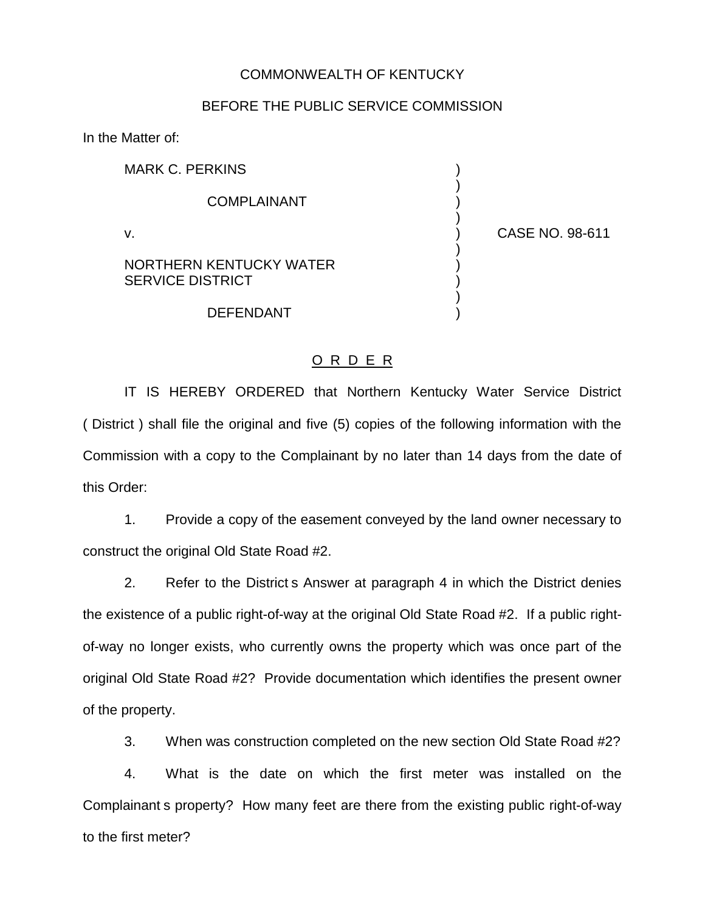COMMONWEALTH OF KENTUCKY

BEFORE THE PUBLIC SERVICE COMMISSION

In the Matter of:

| | | |
|---|---|---|
| MARK C. PERKINS<br><br>COMPLAINANT<br><br>v.<br><br>NORTHERN KENTUCKY WATER SERVICE DISTRICT<br><br>DEFENDANT | ) | CASE NO. 98-611 |

<u>O R D E R</u>

IT IS HEREBY ORDERED that Northern Kentucky Water Service District ( District ) shall file the original and five (5) copies of the following information with the Commission with a copy to the Complainant by no later than 14 days from the date of this Order:

1. Provide a copy of the easement conveyed by the land owner necessary to construct the original Old State Road #2.

2. Refer to the District s Answer at paragraph 4 in which the District denies the existence of a public right-of-way at the original Old State Road #2. If a public right-of-way no longer exists, who currently owns the property which was once part of the original Old State Road #2? Provide documentation which identifies the present owner of the property.

3. When was construction completed on the new section Old State Road #2?

4. What is the date on which the first meter was installed on the Complainant s property? How many feet are there from the existing public right-of-way to the first meter?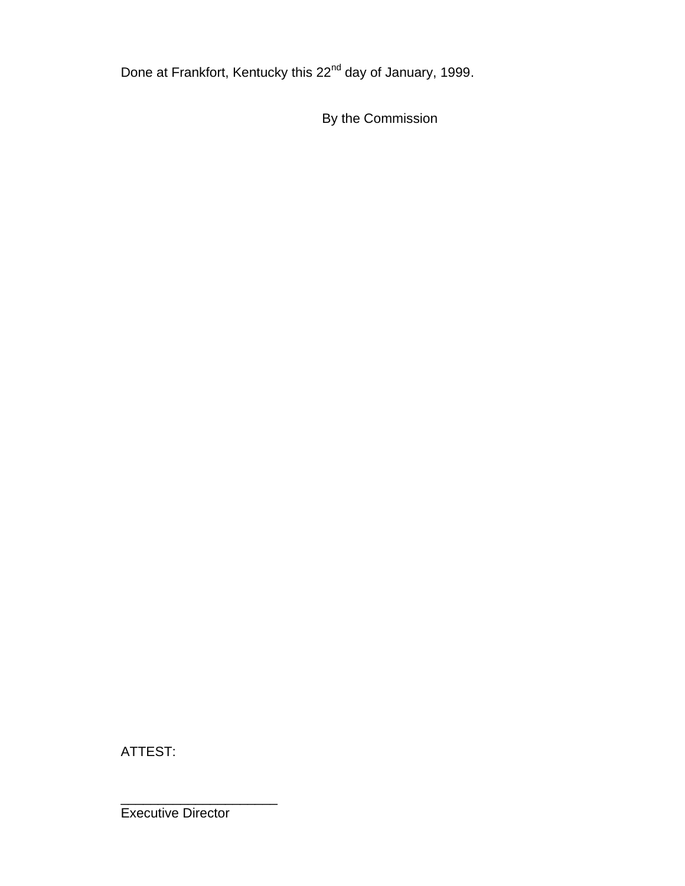Done at Frankfort, Kentucky this 22nd day of January, 1999.

By the Commission

ATTEST:

_____________________
Executive Director